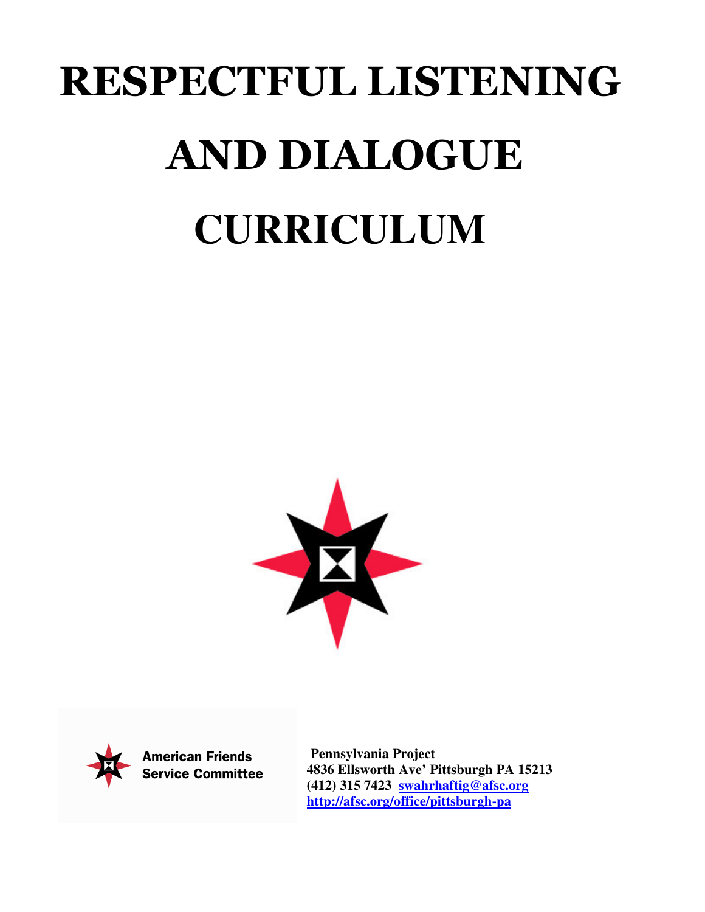# RESPECTFUL LISTENING AND DIALOGUE CURRICULUM

American Friends Service Committee

**Pennsylvania Project**
**4836 Ellsworth Ave' Pittsburgh PA 15213**
**(412) 315 7423 swahrhaftig@afsc.org**
**http://afsc.org/office/pittsburgh-pa**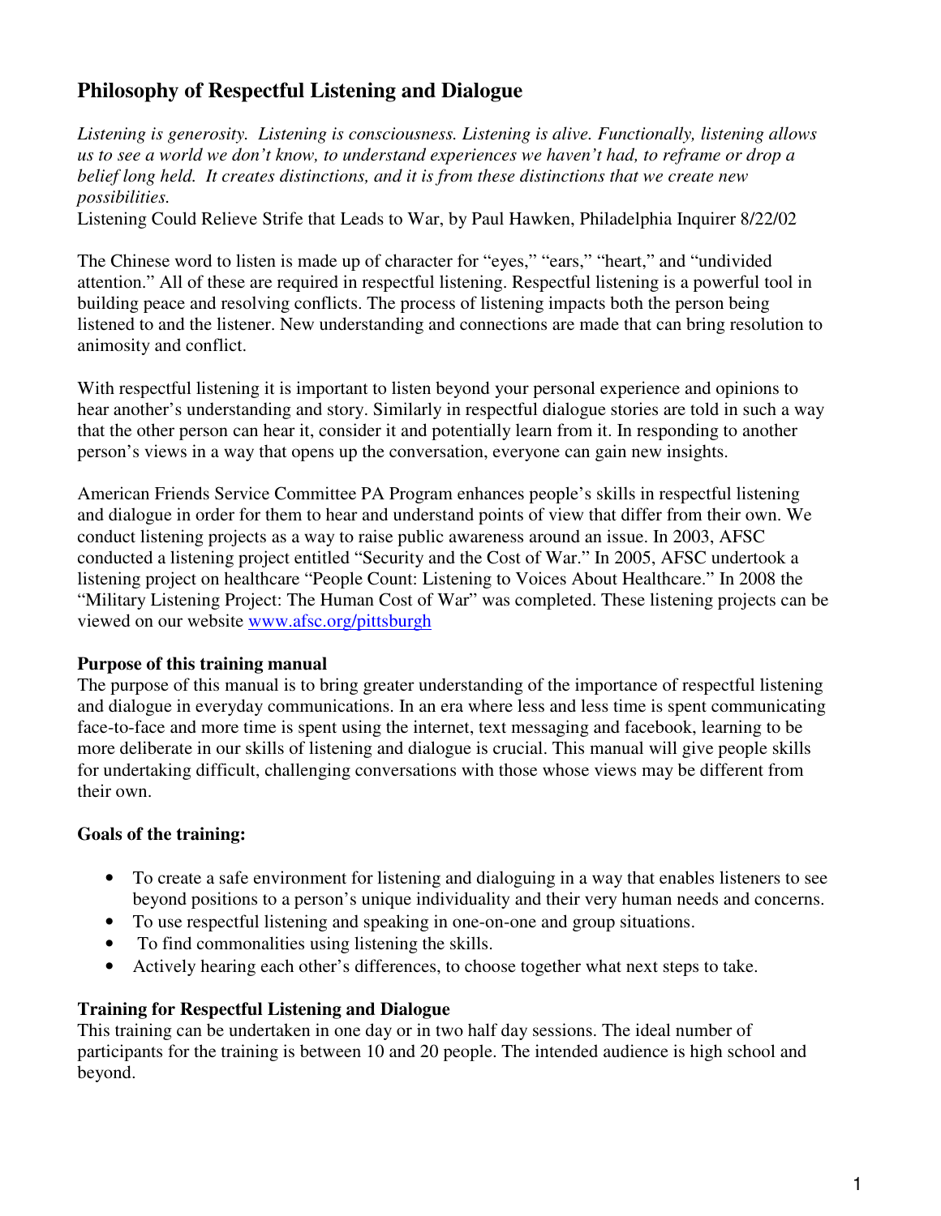## Philosophy of Respectful Listening and Dialogue

*Listening is generosity. Listening is consciousness. Listening is alive. Functionally, listening allows us to see a world we don't know, to understand experiences we haven't had, to reframe or drop a belief long held. It creates distinctions, and it is from these distinctions that we create new possibilities.*
Listening Could Relieve Strife that Leads to War, by Paul Hawken, Philadelphia Inquirer 8/22/02

The Chinese word to listen is made up of character for "eyes," "ears," "heart," and "undivided attention." All of these are required in respectful listening. Respectful listening is a powerful tool in building peace and resolving conflicts. The process of listening impacts both the person being listened to and the listener. New understanding and connections are made that can bring resolution to animosity and conflict.

With respectful listening it is important to listen beyond your personal experience and opinions to hear another's understanding and story. Similarly in respectful dialogue stories are told in such a way that the other person can hear it, consider it and potentially learn from it. In responding to another person's views in a way that opens up the conversation, everyone can gain new insights.

American Friends Service Committee PA Program enhances people's skills in respectful listening and dialogue in order for them to hear and understand points of view that differ from their own. We conduct listening projects as a way to raise public awareness around an issue. In 2003, AFSC conducted a listening project entitled "Security and the Cost of War." In 2005, AFSC undertook a listening project on healthcare "People Count: Listening to Voices About Healthcare." In 2008 the "Military Listening Project: The Human Cost of War" was completed. These listening projects can be viewed on our website [www.afsc.org/pittsburgh](www.afsc.org/pittsburgh)

**Purpose of this training manual**
The purpose of this manual is to bring greater understanding of the importance of respectful listening and dialogue in everyday communications. In an era where less and less time is spent communicating face-to-face and more time is spent using the internet, text messaging and facebook, learning to be more deliberate in our skills of listening and dialogue is crucial. This manual will give people skills for undertaking difficult, challenging conversations with those whose views may be different from their own.

**Goals of the training:**

- To create a safe environment for listening and dialoguing in a way that enables listeners to see beyond positions to a person's unique individuality and their very human needs and concerns.
- To use respectful listening and speaking in one-on-one and group situations.
- To find commonalities using listening the skills.
- Actively hearing each other's differences, to choose together what next steps to take.

**Training for Respectful Listening and Dialogue**
This training can be undertaken in one day or in two half day sessions. The ideal number of participants for the training is between 10 and 20 people. The intended audience is high school and beyond.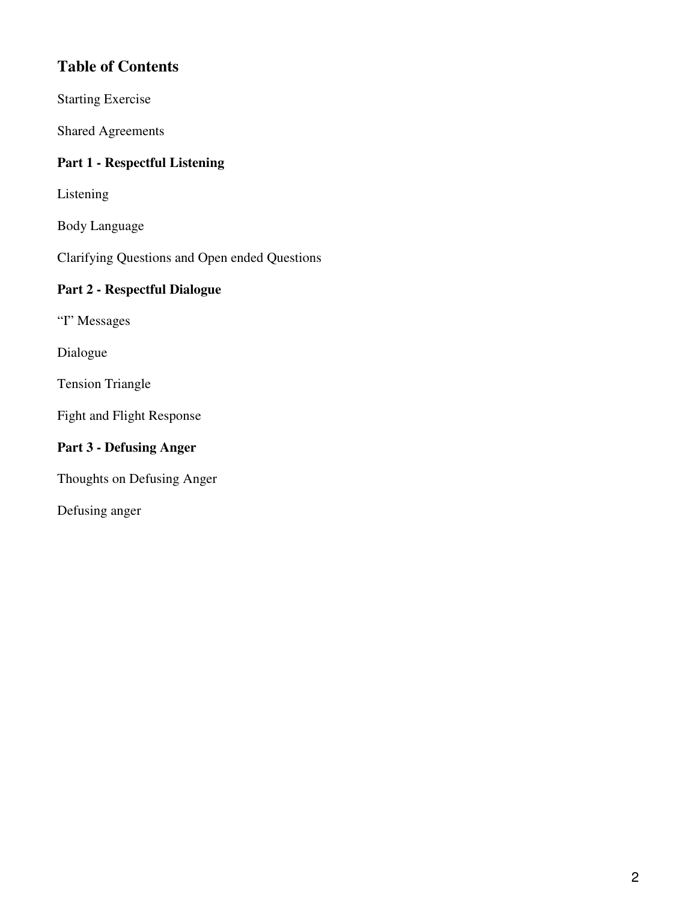## Table of Contents

Starting Exercise

Shared Agreements

### Part 1 - Respectful Listening

Listening

Body Language

Clarifying Questions and Open ended Questions

### Part 2 - Respectful Dialogue

"I" Messages

Dialogue

Tension Triangle

Fight and Flight Response

### Part 3 - Defusing Anger

Thoughts on Defusing Anger

Defusing anger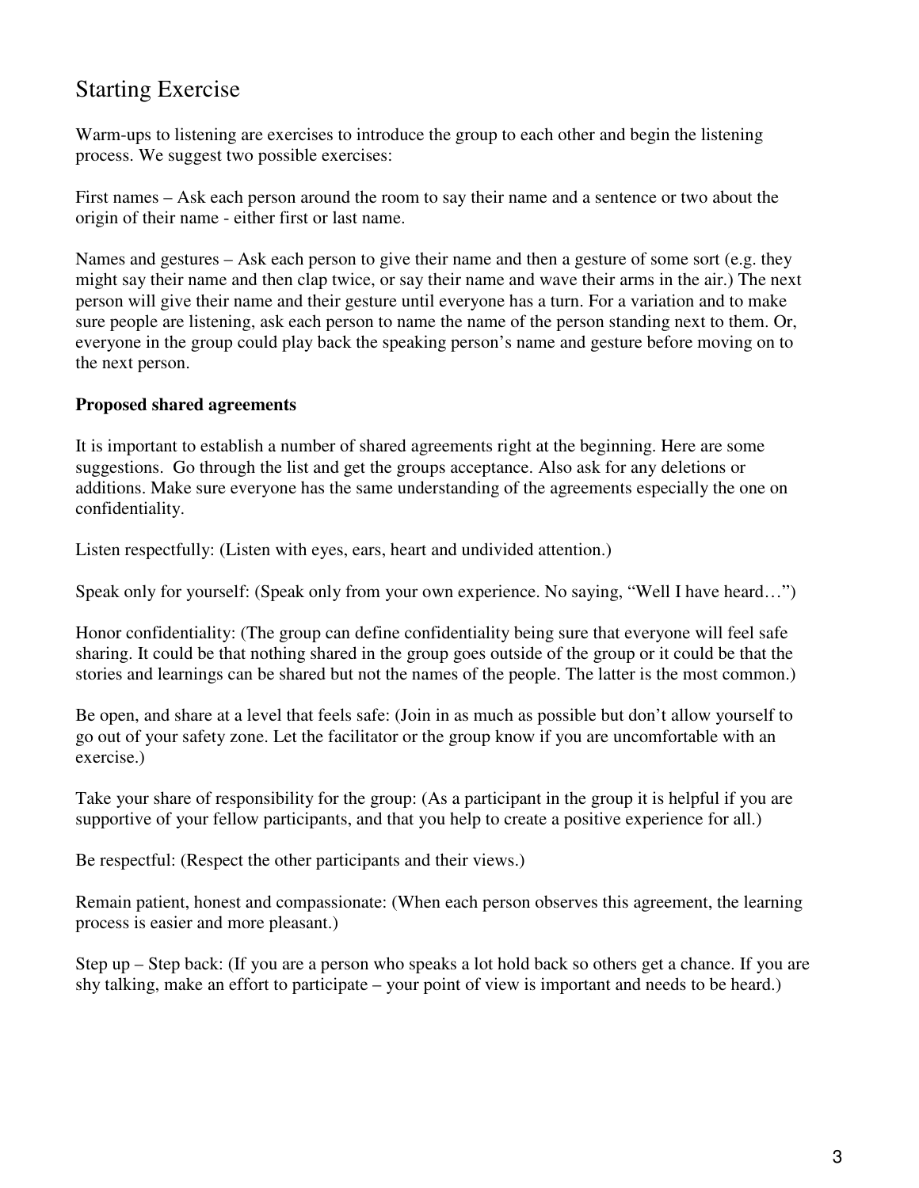## Starting Exercise

Warm-ups to listening are exercises to introduce the group to each other and begin the listening process. We suggest two possible exercises:

First names – Ask each person around the room to say their name and a sentence or two about the origin of their name - either first or last name.

Names and gestures – Ask each person to give their name and then a gesture of some sort (e.g. they might say their name and then clap twice, or say their name and wave their arms in the air.) The next person will give their name and their gesture until everyone has a turn. For a variation and to make sure people are listening, ask each person to name the name of the person standing next to them. Or, everyone in the group could play back the speaking person's name and gesture before moving on to the next person.

**Proposed shared agreements**

It is important to establish a number of shared agreements right at the beginning. Here are some suggestions. Go through the list and get the groups acceptance. Also ask for any deletions or additions. Make sure everyone has the same understanding of the agreements especially the one on confidentiality.

Listen respectfully: (Listen with eyes, ears, heart and undivided attention.)

Speak only for yourself: (Speak only from your own experience. No saying, "Well I have heard…")

Honor confidentiality: (The group can define confidentiality being sure that everyone will feel safe sharing. It could be that nothing shared in the group goes outside of the group or it could be that the stories and learnings can be shared but not the names of the people. The latter is the most common.)

Be open, and share at a level that feels safe: (Join in as much as possible but don't allow yourself to go out of your safety zone. Let the facilitator or the group know if you are uncomfortable with an exercise.)

Take your share of responsibility for the group: (As a participant in the group it is helpful if you are supportive of your fellow participants, and that you help to create a positive experience for all.)

Be respectful: (Respect the other participants and their views.)

Remain patient, honest and compassionate: (When each person observes this agreement, the learning process is easier and more pleasant.)

Step up – Step back: (If you are a person who speaks a lot hold back so others get a chance. If you are shy talking, make an effort to participate – your point of view is important and needs to be heard.)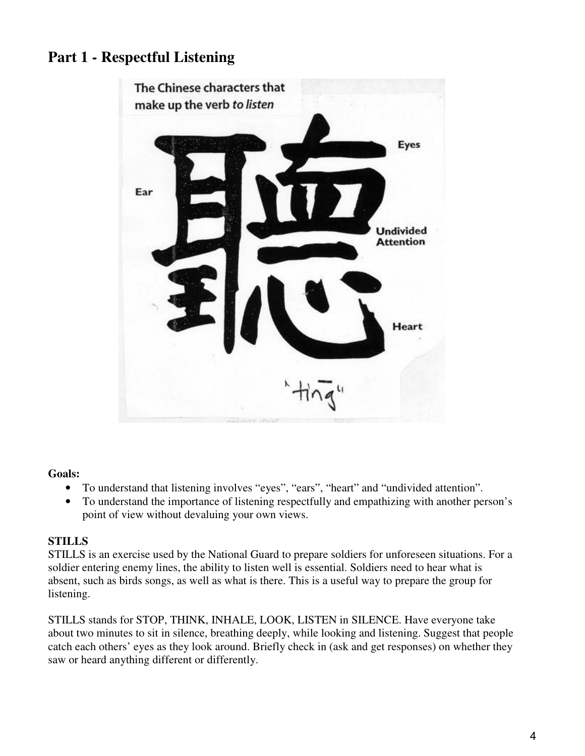## Part 1 - Respectful Listening

The Chinese characters that make up the verb *to listen*

聽

Ear

Eyes

Undivided Attention

Heart

"ting"

**Goals:**

- To understand that listening involves "eyes", "ears", "heart" and "undivided attention".
- To understand the importance of listening respectfully and empathizing with another person's point of view without devaluing your own views.

**STILLS**

STILLS is an exercise used by the National Guard to prepare soldiers for unforeseen situations. For a soldier entering enemy lines, the ability to listen well is essential. Soldiers need to hear what is absent, such as birds songs, as well as what is there. This is a useful way to prepare the group for listening.

STILLS stands for STOP, THINK, INHALE, LOOK, LISTEN in SILENCE. Have everyone take about two minutes to sit in silence, breathing deeply, while looking and listening. Suggest that people catch each others' eyes as they look around. Briefly check in (ask and get responses) on whether they saw or heard anything different or differently.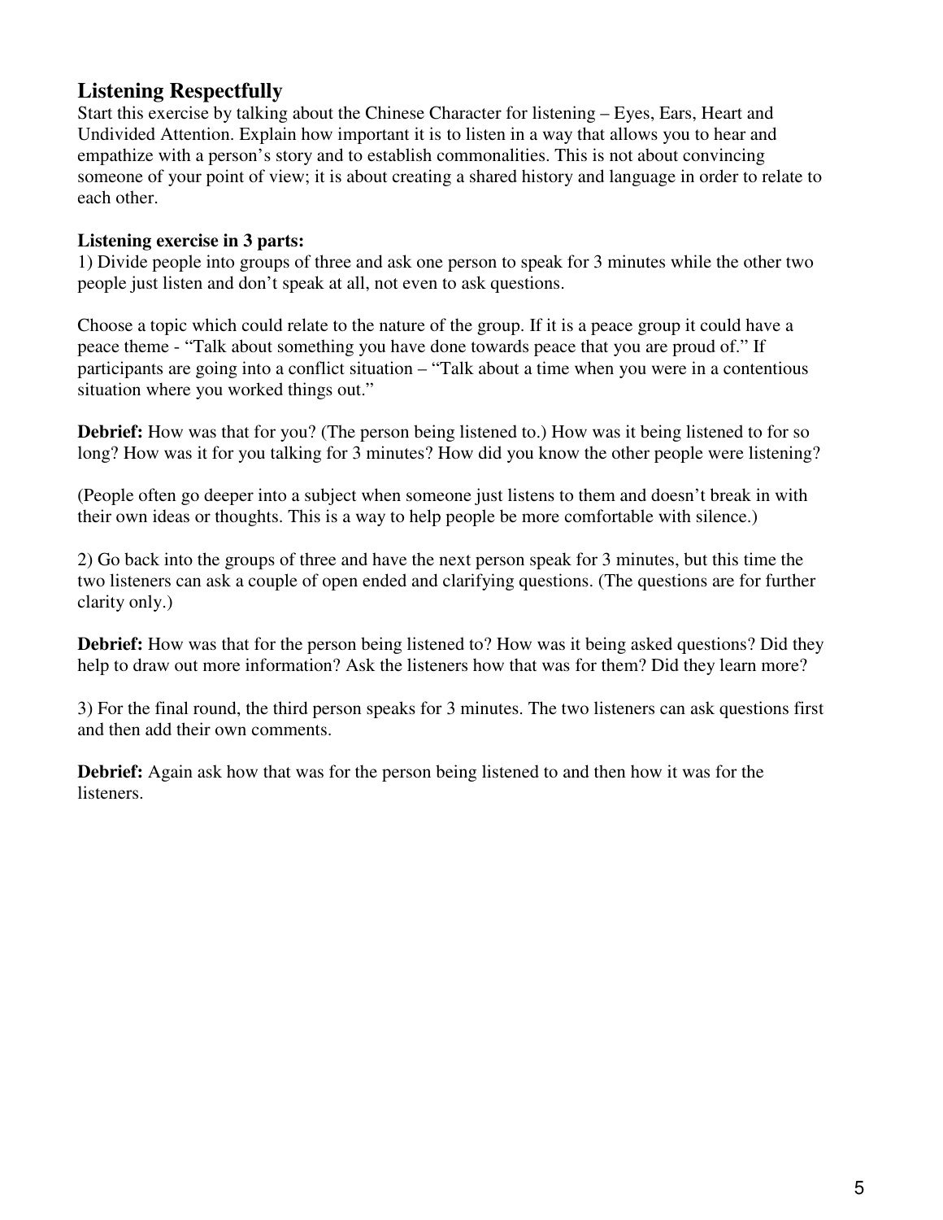## Listening Respectfully

Start this exercise by talking about the Chinese Character for listening – Eyes, Ears, Heart and Undivided Attention. Explain how important it is to listen in a way that allows you to hear and empathize with a person's story and to establish commonalities. This is not about convincing someone of your point of view; it is about creating a shared history and language in order to relate to each other.

**Listening exercise in 3 parts:**

1) Divide people into groups of three and ask one person to speak for 3 minutes while the other two people just listen and don't speak at all, not even to ask questions.

Choose a topic which could relate to the nature of the group. If it is a peace group it could have a peace theme - "Talk about something you have done towards peace that you are proud of." If participants are going into a conflict situation – "Talk about a time when you were in a contentious situation where you worked things out."

**Debrief:** How was that for you? (The person being listened to.) How was it being listened to for so long? How was it for you talking for 3 minutes? How did you know the other people were listening?

(People often go deeper into a subject when someone just listens to them and doesn't break in with their own ideas or thoughts. This is a way to help people be more comfortable with silence.)

2) Go back into the groups of three and have the next person speak for 3 minutes, but this time the two listeners can ask a couple of open ended and clarifying questions. (The questions are for further clarity only.)

**Debrief:** How was that for the person being listened to? How was it being asked questions? Did they help to draw out more information? Ask the listeners how that was for them? Did they learn more?

3) For the final round, the third person speaks for 3 minutes. The two listeners can ask questions first and then add their own comments.

**Debrief:** Again ask how that was for the person being listened to and then how it was for the listeners.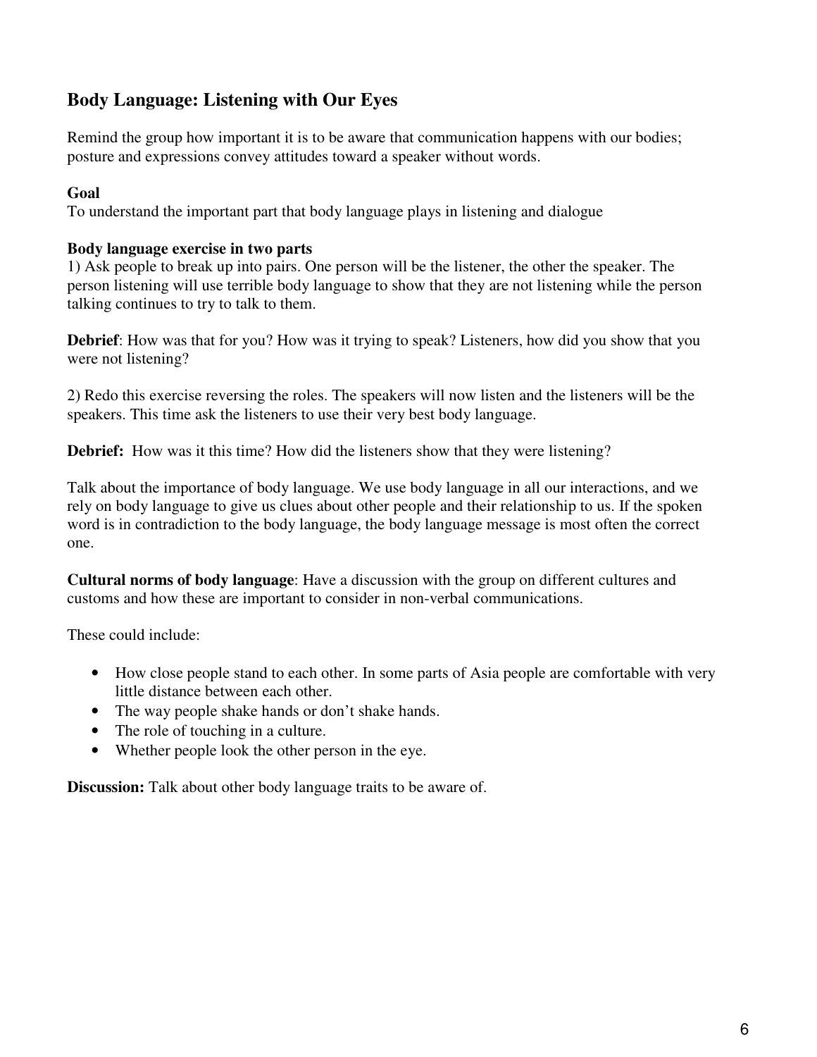## Body Language: Listening with Our Eyes

Remind the group how important it is to be aware that communication happens with our bodies; posture and expressions convey attitudes toward a speaker without words.

**Goal**
To understand the important part that body language plays in listening and dialogue

**Body language exercise in two parts**
1) Ask people to break up into pairs. One person will be the listener, the other the speaker. The person listening will use terrible body language to show that they are not listening while the person talking continues to try to talk to them.

**Debrief**: How was that for you? How was it trying to speak? Listeners, how did you show that you were not listening?

2) Redo this exercise reversing the roles. The speakers will now listen and the listeners will be the speakers. This time ask the listeners to use their very best body language.

**Debrief:** How was it this time? How did the listeners show that they were listening?

Talk about the importance of body language. We use body language in all our interactions, and we rely on body language to give us clues about other people and their relationship to us. If the spoken word is in contradiction to the body language, the body language message is most often the correct one.

**Cultural norms of body language**: Have a discussion with the group on different cultures and customs and how these are important to consider in non-verbal communications.

These could include:

- How close people stand to each other. In some parts of Asia people are comfortable with very little distance between each other.
- The way people shake hands or don't shake hands.
- The role of touching in a culture.
- Whether people look the other person in the eye.

**Discussion:** Talk about other body language traits to be aware of.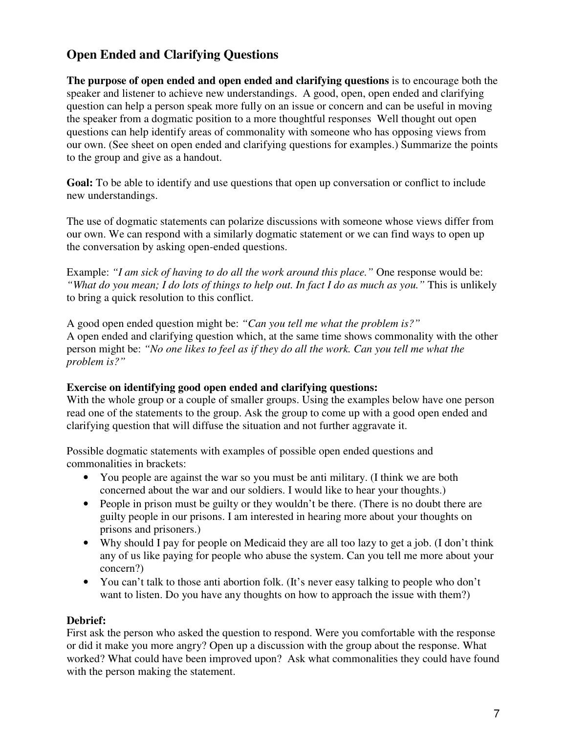## Open Ended and Clarifying Questions

**The purpose of open ended and open ended and clarifying questions** is to encourage both the speaker and listener to achieve new understandings. A good, open, open ended and clarifying question can help a person speak more fully on an issue or concern and can be useful in moving the speaker from a dogmatic position to a more thoughtful responses Well thought out open questions can help identify areas of commonality with someone who has opposing views from our own. (See sheet on open ended and clarifying questions for examples.) Summarize the points to the group and give as a handout.

**Goal:** To be able to identify and use questions that open up conversation or conflict to include new understandings.

The use of dogmatic statements can polarize discussions with someone whose views differ from our own. We can respond with a similarly dogmatic statement or we can find ways to open up the conversation by asking open-ended questions.

Example: *"I am sick of having to do all the work around this place."* One response would be: *"What do you mean; I do lots of things to help out. In fact I do as much as you."* This is unlikely to bring a quick resolution to this conflict.

A good open ended question might be: *"Can you tell me what the problem is?"*
A open ended and clarifying question which, at the same time shows commonality with the other person might be: *"No one likes to feel as if they do all the work. Can you tell me what the problem is?"*

**Exercise on identifying good open ended and clarifying questions:**
With the whole group or a couple of smaller groups. Using the examples below have one person read one of the statements to the group. Ask the group to come up with a good open ended and clarifying question that will diffuse the situation and not further aggravate it.

Possible dogmatic statements with examples of possible open ended questions and commonalities in brackets:

- You people are against the war so you must be anti military. (I think we are both concerned about the war and our soldiers. I would like to hear your thoughts.)
- People in prison must be guilty or they wouldn't be there. (There is no doubt there are guilty people in our prisons. I am interested in hearing more about your thoughts on prisons and prisoners.)
- Why should I pay for people on Medicaid they are all too lazy to get a job. (I don't think any of us like paying for people who abuse the system. Can you tell me more about your concern?)
- You can't talk to those anti abortion folk. (It's never easy talking to people who don't want to listen. Do you have any thoughts on how to approach the issue with them?)

**Debrief:**
First ask the person who asked the question to respond. Were you comfortable with the response or did it make you more angry? Open up a discussion with the group about the response. What worked? What could have been improved upon? Ask what commonalities they could have found with the person making the statement.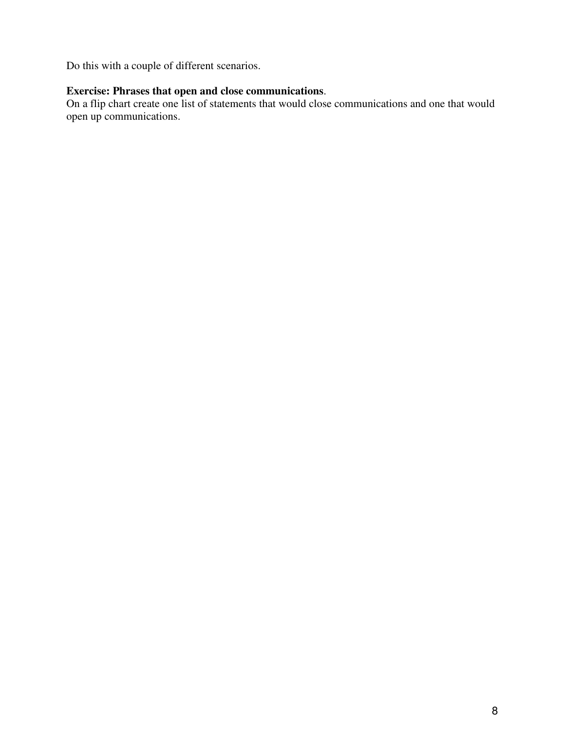Do this with a couple of different scenarios.

**Exercise: Phrases that open and close communications**.
On a flip chart create one list of statements that would close communications and one that would open up communications.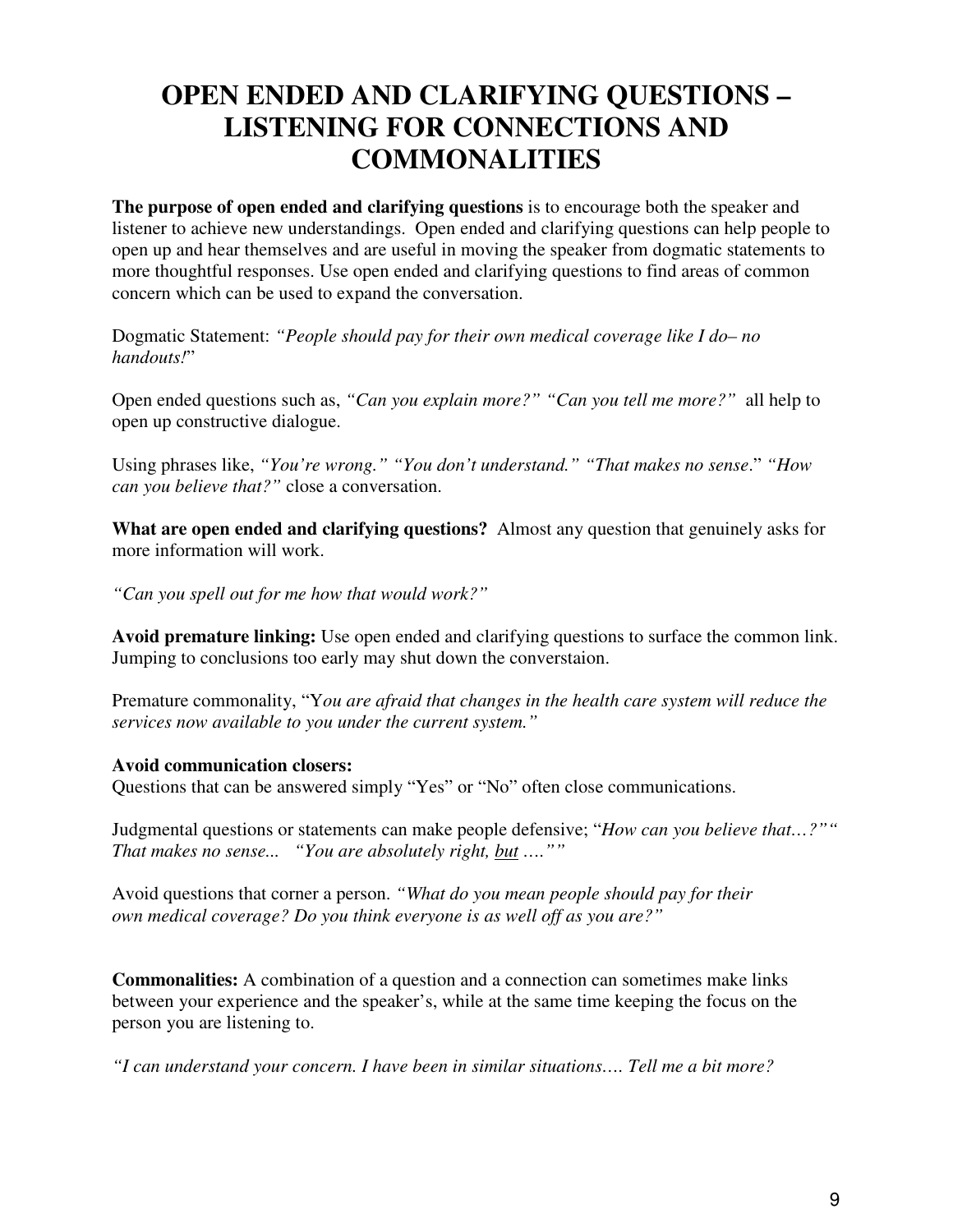# OPEN ENDED AND CLARIFYING QUESTIONS – LISTENING FOR CONNECTIONS AND COMMONALITIES

**The purpose of open ended and clarifying questions** is to encourage both the speaker and listener to achieve new understandings. Open ended and clarifying questions can help people to open up and hear themselves and are useful in moving the speaker from dogmatic statements to more thoughtful responses. Use open ended and clarifying questions to find areas of common concern which can be used to expand the conversation.

Dogmatic Statement: *"People should pay for their own medical coverage like I do– no handouts!*"

Open ended questions such as, *"Can you explain more?" "Can you tell me more?"* all help to open up constructive dialogue.

Using phrases like, *"You're wrong." "You don't understand." "That makes no sense*." *"How can you believe that?"* close a conversation.

**What are open ended and clarifying questions?** Almost any question that genuinely asks for more information will work.

*"Can you spell out for me how that would work?"*

**Avoid premature linking:** Use open ended and clarifying questions to surface the common link. Jumping to conclusions too early may shut down the converstaion.

Premature commonality, "Y*ou are afraid that changes in the health care system will reduce the services now available to you under the current system."*

**Avoid communication closers:**
Questions that can be answered simply "Yes" or "No" often close communications.

Judgmental questions or statements can make people defensive; "*How can you believe that…?"" That makes no sense... "You are absolutely right, <u>but</u> …."*"

Avoid questions that corner a person. *"What do you mean people should pay for their own medical coverage? Do you think everyone is as well off as you are?"*

**Commonalities:** A combination of a question and a connection can sometimes make links between your experience and the speaker's, while at the same time keeping the focus on the person you are listening to.

*"I can understand your concern. I have been in similar situations…. Tell me a bit more?*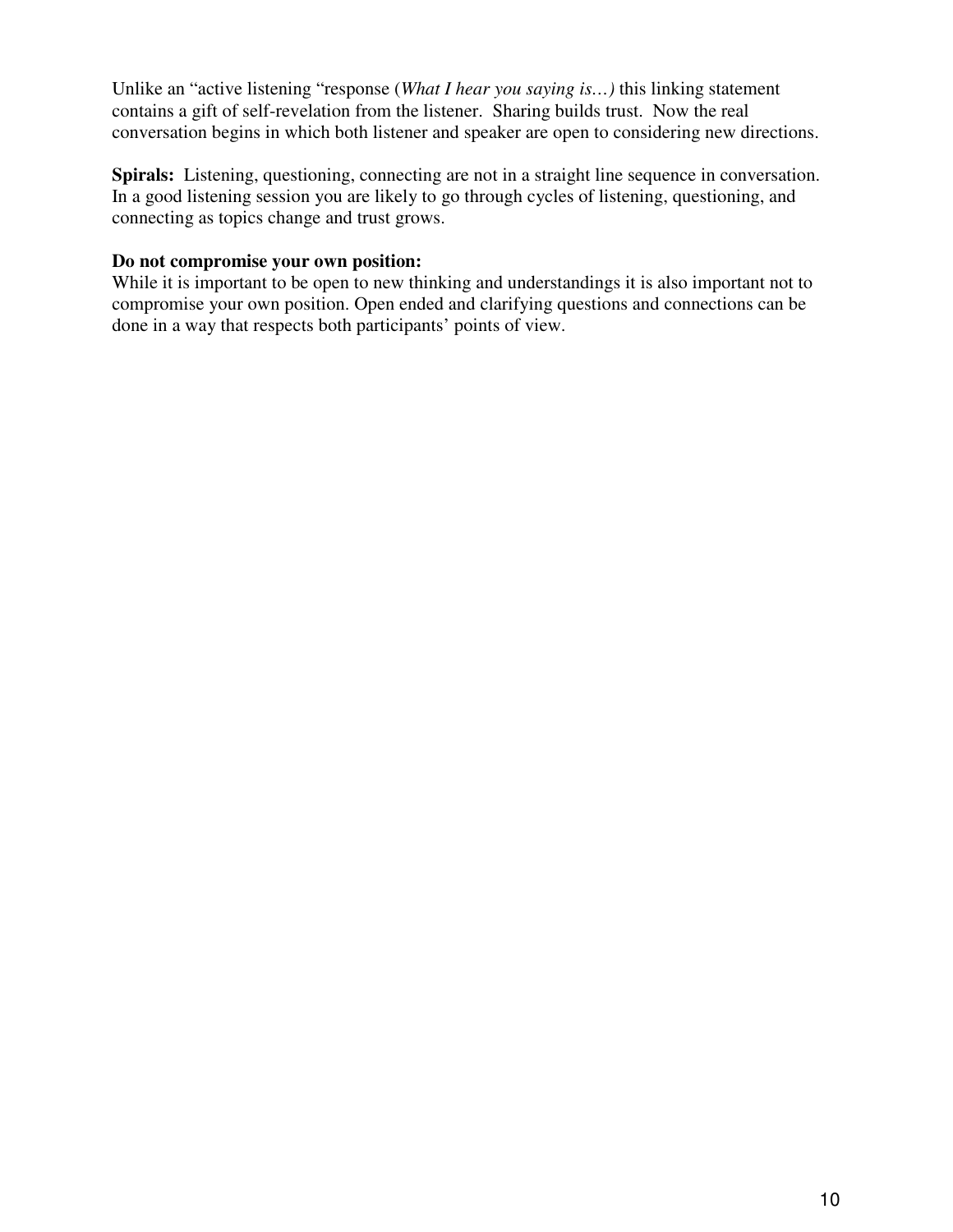Unlike an "active listening "response (*What I hear you saying is…)* this linking statement contains a gift of self-revelation from the listener. Sharing builds trust. Now the real conversation begins in which both listener and speaker are open to considering new directions.

**Spirals:** Listening, questioning, connecting are not in a straight line sequence in conversation. In a good listening session you are likely to go through cycles of listening, questioning, and connecting as topics change and trust grows.

**Do not compromise your own position:**
While it is important to be open to new thinking and understandings it is also important not to compromise your own position. Open ended and clarifying questions and connections can be done in a way that respects both participants' points of view.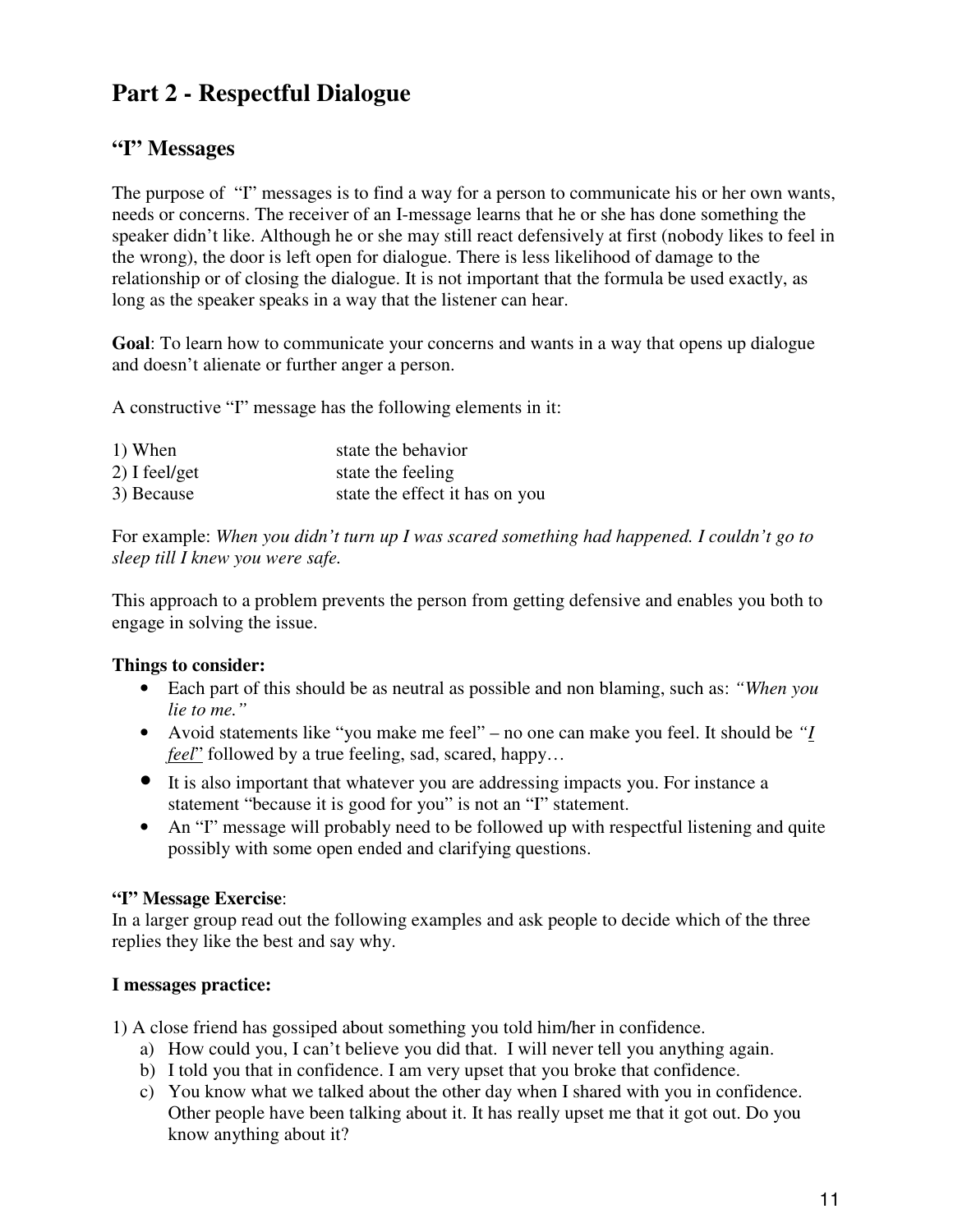## Part 2 - Respectful Dialogue

### "I" Messages

The purpose of "I" messages is to find a way for a person to communicate his or her own wants, needs or concerns. The receiver of an I-message learns that he or she has done something the speaker didn't like. Although he or she may still react defensively at first (nobody likes to feel in the wrong), the door is left open for dialogue. There is less likelihood of damage to the relationship or of closing the dialogue. It is not important that the formula be used exactly, as long as the speaker speaks in a way that the listener can hear.

**Goal**: To learn how to communicate your concerns and wants in a way that opens up dialogue and doesn't alienate or further anger a person.

A constructive "I" message has the following elements in it:

| | |
|---|---|
| 1) When | state the behavior |
| 2) I feel/get | state the feeling |
| 3) Because | state the effect it has on you |

For example: *When you didn't turn up I was scared something had happened. I couldn't go to sleep till I knew you were safe.*

This approach to a problem prevents the person from getting defensive and enables you both to engage in solving the issue.

**Things to consider:**

- Each part of this should be as neutral as possible and non blaming, such as: *"When you lie to me."*
- Avoid statements like "you make me feel" – no one can make you feel. It should be *"I feel"* followed by a true feeling, sad, scared, happy…
- It is also important that whatever you are addressing impacts you. For instance a statement "because it is good for you" is not an "I" statement.
- An "I" message will probably need to be followed up with respectful listening and quite possibly with some open ended and clarifying questions.

**"I" Message Exercise**:
In a larger group read out the following examples and ask people to decide which of the three replies they like the best and say why.

**I messages practice:**

1) A close friend has gossiped about something you told him/her in confidence.
   a) How could you, I can't believe you did that. I will never tell you anything again.
   b) I told you that in confidence. I am very upset that you broke that confidence.
   c) You know what we talked about the other day when I shared with you in confidence. Other people have been talking about it. It has really upset me that it got out. Do you know anything about it?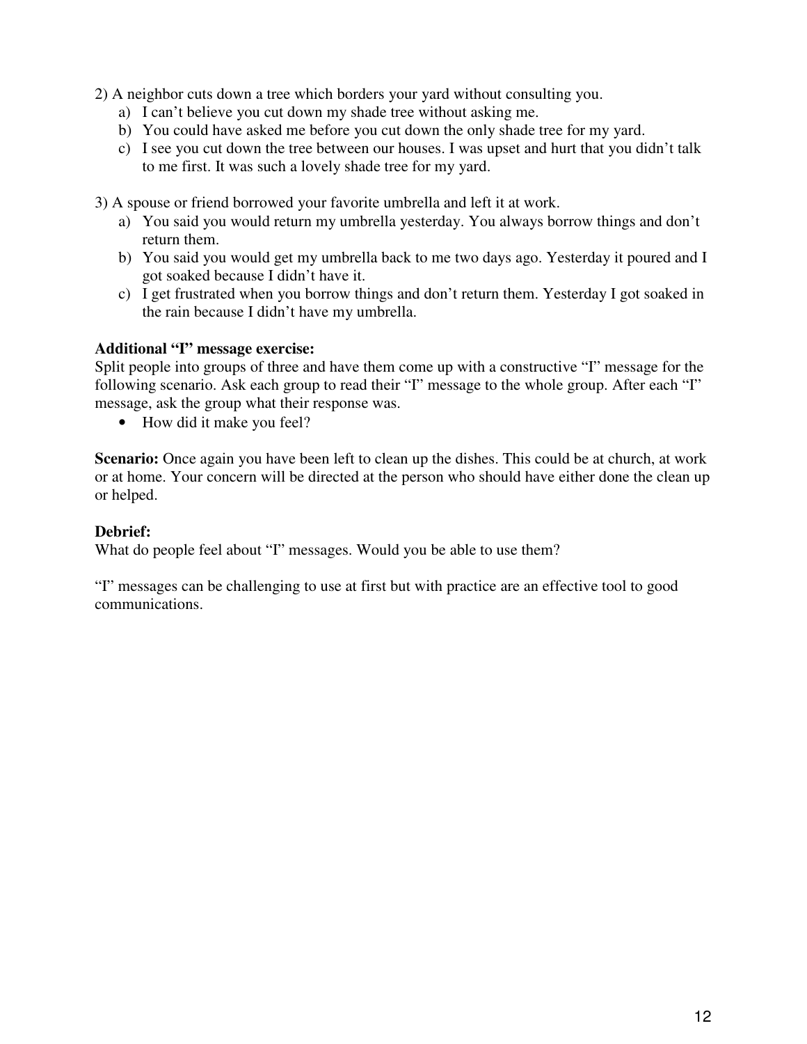2) A neighbor cuts down a tree which borders your yard without consulting you.

a) I can't believe you cut down my shade tree without asking me.
b) You could have asked me before you cut down the only shade tree for my yard.
c) I see you cut down the tree between our houses. I was upset and hurt that you didn't talk to me first. It was such a lovely shade tree for my yard.

3) A spouse or friend borrowed your favorite umbrella and left it at work.

a) You said you would return my umbrella yesterday. You always borrow things and don't return them.
b) You said you would get my umbrella back to me two days ago. Yesterday it poured and I got soaked because I didn't have it.
c) I get frustrated when you borrow things and don't return them. Yesterday I got soaked in the rain because I didn't have my umbrella.

**Additional "I" message exercise:**
Split people into groups of three and have them come up with a constructive "I" message for the following scenario. Ask each group to read their "I" message to the whole group. After each "I" message, ask the group what their response was.

- How did it make you feel?

**Scenario:** Once again you have been left to clean up the dishes. This could be at church, at work or at home. Your concern will be directed at the person who should have either done the clean up or helped.

**Debrief:**
What do people feel about "I" messages. Would you be able to use them?

"I" messages can be challenging to use at first but with practice are an effective tool to good communications.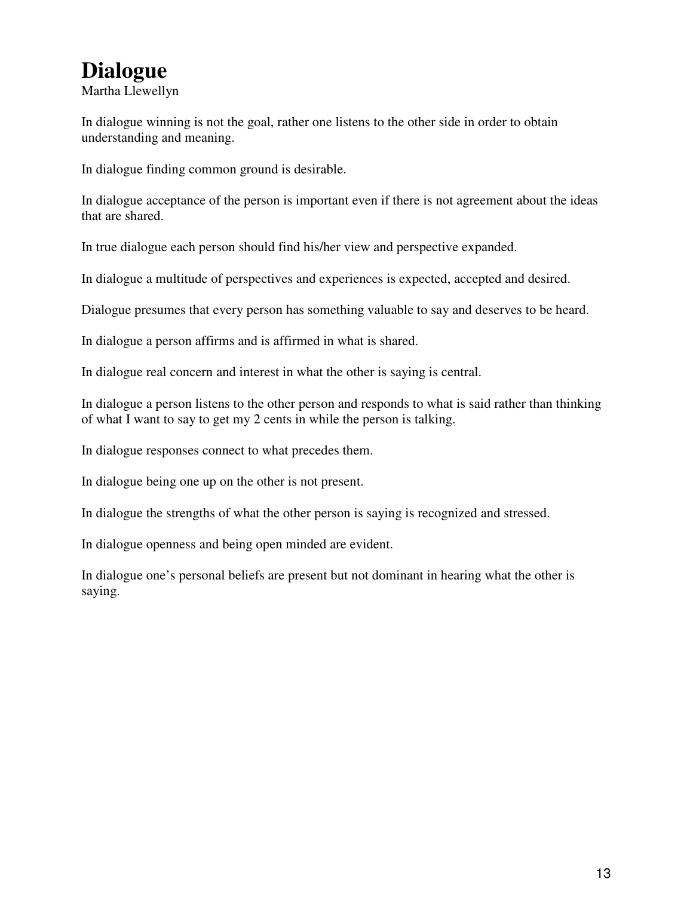# Dialogue

Martha Llewellyn

In dialogue winning is not the goal, rather one listens to the other side in order to obtain understanding and meaning.

In dialogue finding common ground is desirable.

In dialogue acceptance of the person is important even if there is not agreement about the ideas that are shared.

In true dialogue each person should find his/her view and perspective expanded.

In dialogue a multitude of perspectives and experiences is expected, accepted and desired.

Dialogue presumes that every person has something valuable to say and deserves to be heard.

In dialogue a person affirms and is affirmed in what is shared.

In dialogue real concern and interest in what the other is saying is central.

In dialogue a person listens to the other person and responds to what is said rather than thinking of what I want to say to get my 2 cents in while the person is talking.

In dialogue responses connect to what precedes them.

In dialogue being one up on the other is not present.

In dialogue the strengths of what the other person is saying is recognized and stressed.

In dialogue openness and being open minded are evident.

In dialogue one's personal beliefs are present but not dominant in hearing what the other is saying.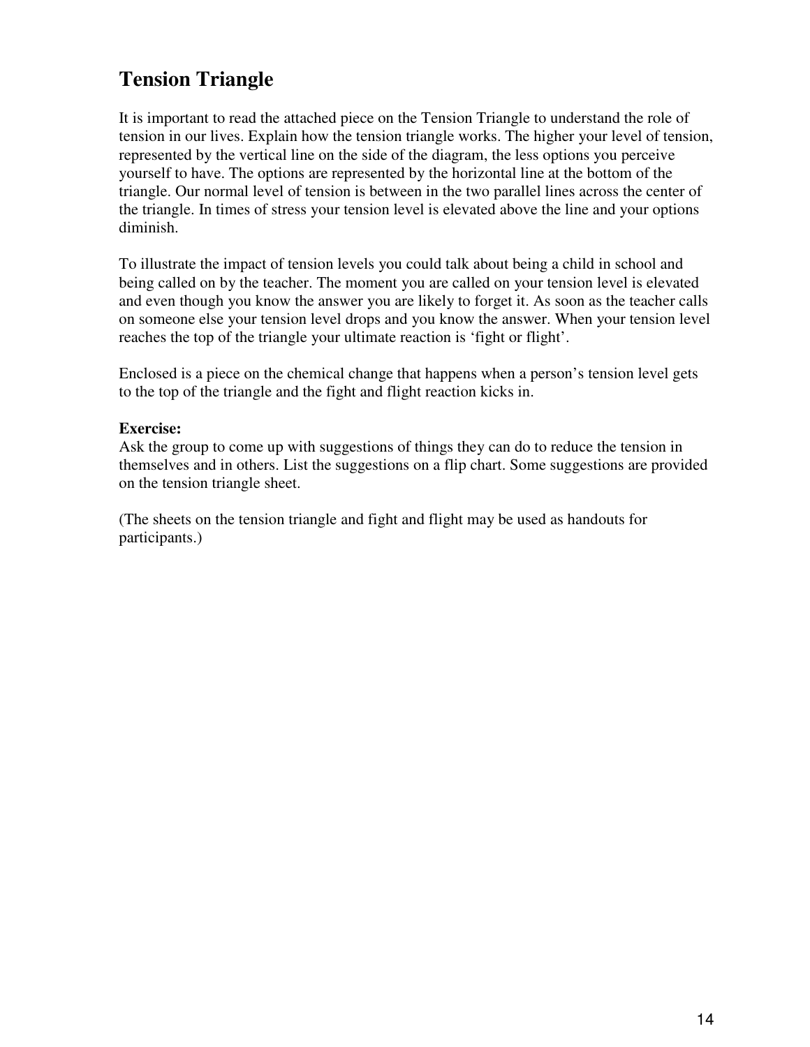## Tension Triangle

It is important to read the attached piece on the Tension Triangle to understand the role of tension in our lives. Explain how the tension triangle works. The higher your level of tension, represented by the vertical line on the side of the diagram, the less options you perceive yourself to have. The options are represented by the horizontal line at the bottom of the triangle. Our normal level of tension is between in the two parallel lines across the center of the triangle. In times of stress your tension level is elevated above the line and your options diminish.

To illustrate the impact of tension levels you could talk about being a child in school and being called on by the teacher. The moment you are called on your tension level is elevated and even though you know the answer you are likely to forget it. As soon as the teacher calls on someone else your tension level drops and you know the answer. When your tension level reaches the top of the triangle your ultimate reaction is 'fight or flight'.

Enclosed is a piece on the chemical change that happens when a person's tension level gets to the top of the triangle and the fight and flight reaction kicks in.

**Exercise:**
Ask the group to come up with suggestions of things they can do to reduce the tension in themselves and in others. List the suggestions on a flip chart. Some suggestions are provided on the tension triangle sheet.

(The sheets on the tension triangle and fight and flight may be used as handouts for participants.)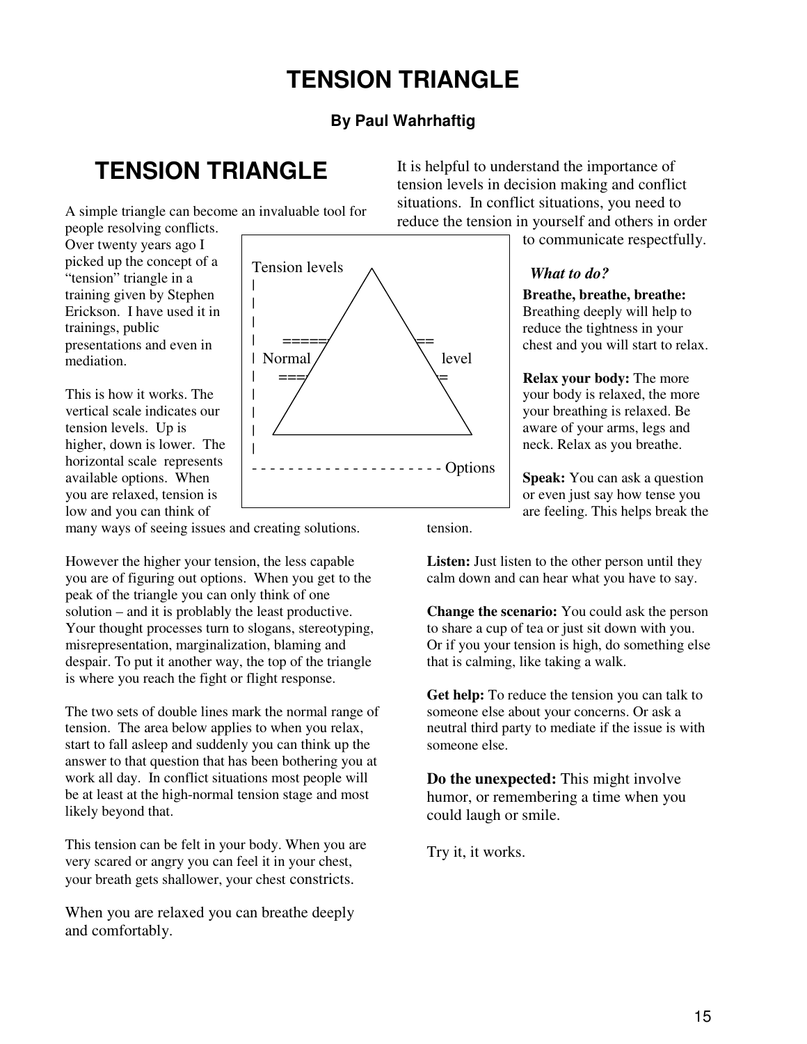# TENSION TRIANGLE

**By Paul Wahrhaftig**

## TENSION TRIANGLE

A simple triangle can become an invaluable tool for people resolving conflicts. Over twenty years ago I picked up the concept of a "tension" triangle in a training given by Stephen Erickson. I have used it in trainings, public presentations and even in mediation.

```
Tension levels
|              /\
|             /  \
|            /    \
|      =====/      \==
| Normal   /        \  level
|     ===/          \=
|       /            \
|      /              \
|     /________________\
|
- - - - - - - - - - - - - - - - - - - - Options
```

This is how it works. The vertical scale indicates our tension levels. Up is higher, down is lower. The horizontal scale represents available options. When you are relaxed, tension is low and you can think of many ways of seeing issues and creating solutions.

However the higher your tension, the less capable you are of figuring out options. When you get to the peak of the triangle you can only think of one solution – and it is problably the least productive. Your thought processes turn to slogans, stereotyping, misrepresentation, marginalization, blaming and despair. To put it another way, the top of the triangle is where you reach the fight or flight response.

The two sets of double lines mark the normal range of tension. The area below applies to when you relax, start to fall asleep and suddenly you can think up the answer to that question that has been bothering you at work all day. In conflict situations most people will be at least at the high-normal tension stage and most likely beyond that.

This tension can be felt in your body. When you are very scared or angry you can feel it in your chest, your breath gets shallower, your chest constricts.

When you are relaxed you can breathe deeply and comfortably.

It is helpful to understand the importance of tension levels in decision making and conflict situations. In conflict situations, you need to reduce the tension in yourself and others in order to communicate respectfully.

***What to do?***

**Breathe, breathe, breathe:** Breathing deeply will help to reduce the tightness in your chest and you will start to relax.

**Relax your body:** The more your body is relaxed, the more your breathing is relaxed. Be aware of your arms, legs and neck. Relax as you breathe.

**Speak:** You can ask a question or even just say how tense you are feeling. This helps break the tension.

**Listen:** Just listen to the other person until they calm down and can hear what you have to say.

**Change the scenario:** You could ask the person to share a cup of tea or just sit down with you. Or if you your tension is high, do something else that is calming, like taking a walk.

**Get help:** To reduce the tension you can talk to someone else about your concerns. Or ask a neutral third party to mediate if the issue is with someone else.

**Do the unexpected:** This might involve humor, or remembering a time when you could laugh or smile.

Try it, it works.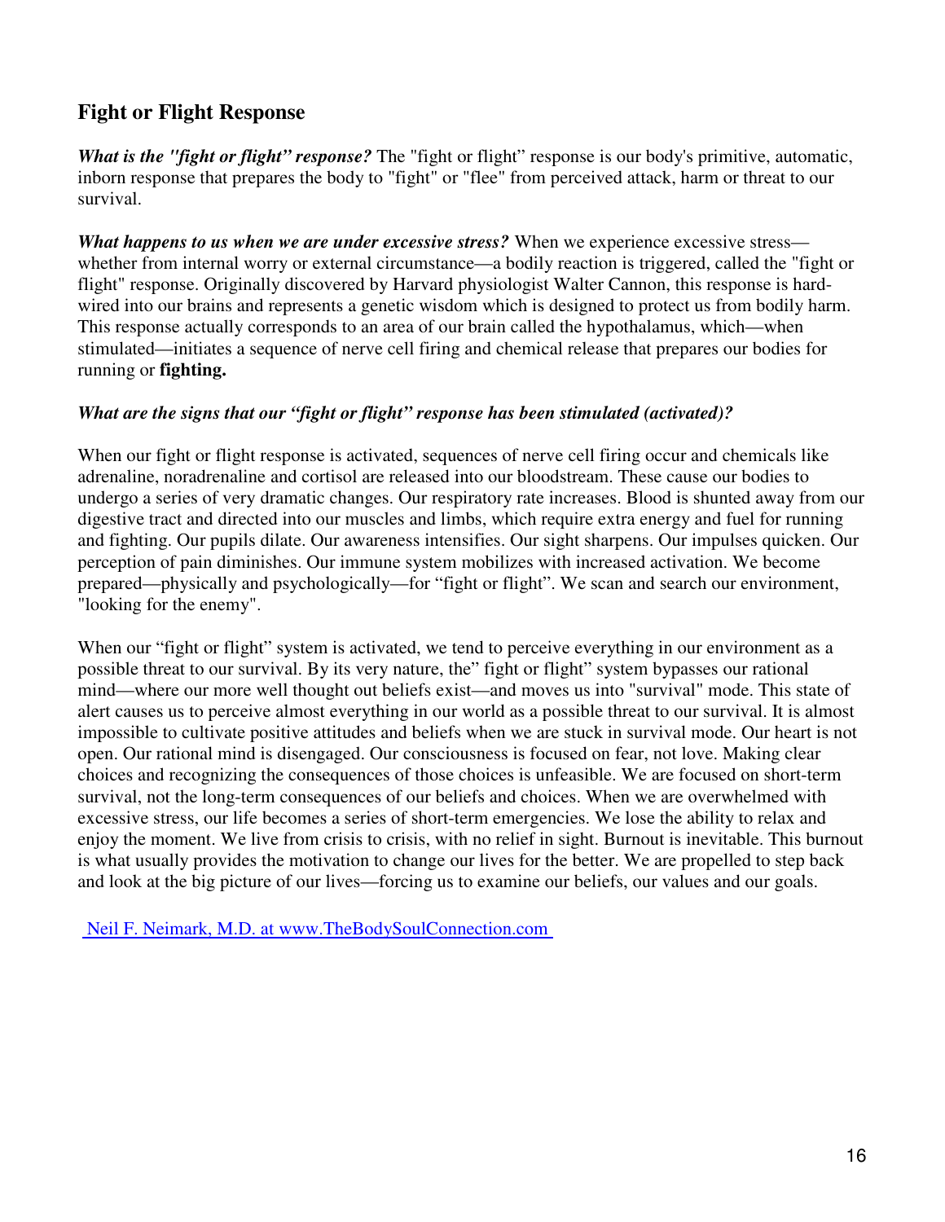## Fight or Flight Response

***What is the "fight or flight" response?*** The "fight or flight" response is our body's primitive, automatic, inborn response that prepares the body to "fight" or "flee" from perceived attack, harm or threat to our survival.

***What happens to us when we are under excessive stress?*** When we experience excessive stress—whether from internal worry or external circumstance—a bodily reaction is triggered, called the "fight or flight" response. Originally discovered by Harvard physiologist Walter Cannon, this response is hard-wired into our brains and represents a genetic wisdom which is designed to protect us from bodily harm. This response actually corresponds to an area of our brain called the hypothalamus, which—when stimulated—initiates a sequence of nerve cell firing and chemical release that prepares our bodies for running or **fighting.**

***What are the signs that our "fight or flight" response has been stimulated (activated)?***

When our fight or flight response is activated, sequences of nerve cell firing occur and chemicals like adrenaline, noradrenaline and cortisol are released into our bloodstream. These cause our bodies to undergo a series of very dramatic changes. Our respiratory rate increases. Blood is shunted away from our digestive tract and directed into our muscles and limbs, which require extra energy and fuel for running and fighting. Our pupils dilate. Our awareness intensifies. Our sight sharpens. Our impulses quicken. Our perception of pain diminishes. Our immune system mobilizes with increased activation. We become prepared—physically and psychologically—for "fight or flight". We scan and search our environment, "looking for the enemy".

When our "fight or flight" system is activated, we tend to perceive everything in our environment as a possible threat to our survival. By its very nature, the" fight or flight" system bypasses our rational mind—where our more well thought out beliefs exist—and moves us into "survival" mode. This state of alert causes us to perceive almost everything in our world as a possible threat to our survival. It is almost impossible to cultivate positive attitudes and beliefs when we are stuck in survival mode. Our heart is not open. Our rational mind is disengaged. Our consciousness is focused on fear, not love. Making clear choices and recognizing the consequences of those choices is unfeasible. We are focused on short-term survival, not the long-term consequences of our beliefs and choices. When we are overwhelmed with excessive stress, our life becomes a series of short-term emergencies. We lose the ability to relax and enjoy the moment. We live from crisis to crisis, with no relief in sight. Burnout is inevitable. This burnout is what usually provides the motivation to change our lives for the better. We are propelled to step back and look at the big picture of our lives—forcing us to examine our beliefs, our values and our goals.

Neil F. Neimark, M.D. at www.TheBodySoulConnection.com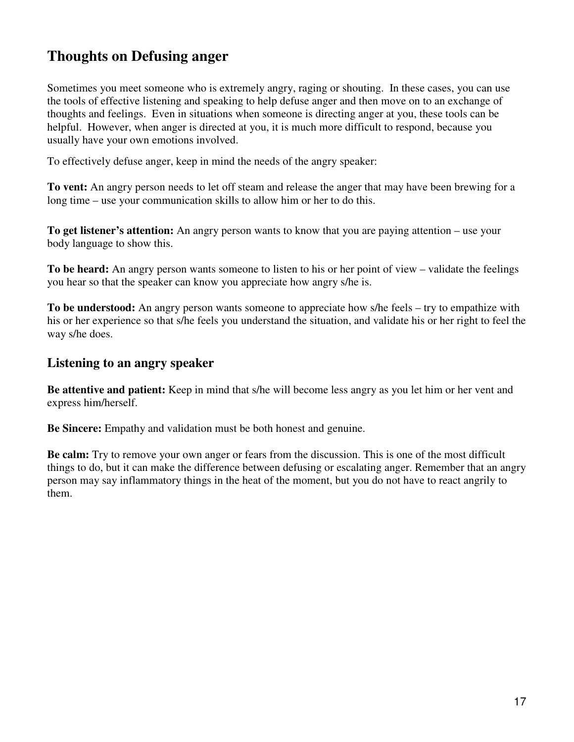# Thoughts on Defusing anger

Sometimes you meet someone who is extremely angry, raging or shouting. In these cases, you can use the tools of effective listening and speaking to help defuse anger and then move on to an exchange of thoughts and feelings. Even in situations when someone is directing anger at you, these tools can be helpful. However, when anger is directed at you, it is much more difficult to respond, because you usually have your own emotions involved.

To effectively defuse anger, keep in mind the needs of the angry speaker:

**To vent:** An angry person needs to let off steam and release the anger that may have been brewing for a long time – use your communication skills to allow him or her to do this.

**To get listener's attention:** An angry person wants to know that you are paying attention – use your body language to show this.

**To be heard:** An angry person wants someone to listen to his or her point of view – validate the feelings you hear so that the speaker can know you appreciate how angry s/he is.

**To be understood:** An angry person wants someone to appreciate how s/he feels – try to empathize with his or her experience so that s/he feels you understand the situation, and validate his or her right to feel the way s/he does.

## Listening to an angry speaker

**Be attentive and patient:** Keep in mind that s/he will become less angry as you let him or her vent and express him/herself.

**Be Sincere:** Empathy and validation must be both honest and genuine.

**Be calm:** Try to remove your own anger or fears from the discussion. This is one of the most difficult things to do, but it can make the difference between defusing or escalating anger. Remember that an angry person may say inflammatory things in the heat of the moment, but you do not have to react angrily to them.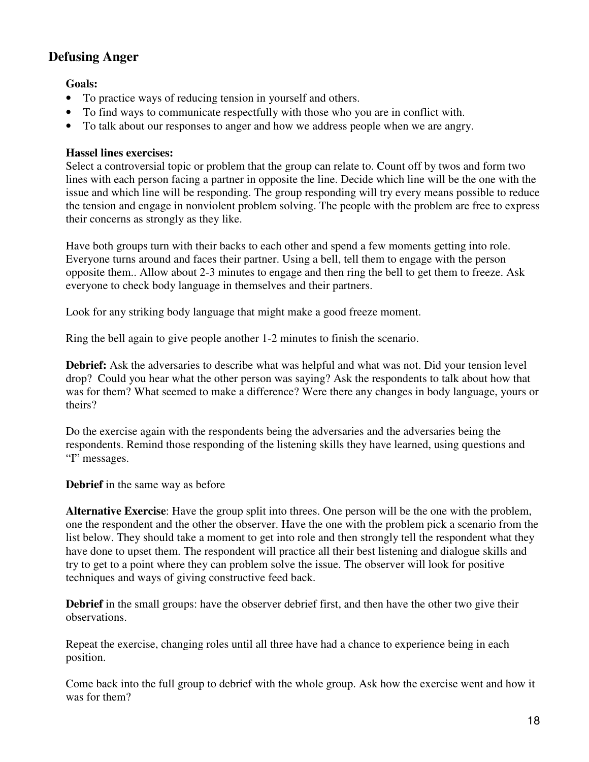## Defusing Anger

**Goals:**

- To practice ways of reducing tension in yourself and others.
- To find ways to communicate respectfully with those who you are in conflict with.
- To talk about our responses to anger and how we address people when we are angry.

**Hassel lines exercises:**
Select a controversial topic or problem that the group can relate to. Count off by twos and form two lines with each person facing a partner in opposite the line. Decide which line will be the one with the issue and which line will be responding. The group responding will try every means possible to reduce the tension and engage in nonviolent problem solving. The people with the problem are free to express their concerns as strongly as they like.

Have both groups turn with their backs to each other and spend a few moments getting into role. Everyone turns around and faces their partner. Using a bell, tell them to engage with the person opposite them.. Allow about 2-3 minutes to engage and then ring the bell to get them to freeze. Ask everyone to check body language in themselves and their partners.

Look for any striking body language that might make a good freeze moment.

Ring the bell again to give people another 1-2 minutes to finish the scenario.

**Debrief:** Ask the adversaries to describe what was helpful and what was not. Did your tension level drop? Could you hear what the other person was saying? Ask the respondents to talk about how that was for them? What seemed to make a difference? Were there any changes in body language, yours or theirs?

Do the exercise again with the respondents being the adversaries and the adversaries being the respondents. Remind those responding of the listening skills they have learned, using questions and "I" messages.

**Debrief** in the same way as before

**Alternative Exercise**: Have the group split into threes. One person will be the one with the problem, one the respondent and the other the observer. Have the one with the problem pick a scenario from the list below. They should take a moment to get into role and then strongly tell the respondent what they have done to upset them. The respondent will practice all their best listening and dialogue skills and try to get to a point where they can problem solve the issue. The observer will look for positive techniques and ways of giving constructive feed back.

**Debrief** in the small groups: have the observer debrief first, and then have the other two give their observations.

Repeat the exercise, changing roles until all three have had a chance to experience being in each position.

Come back into the full group to debrief with the whole group. Ask how the exercise went and how it was for them?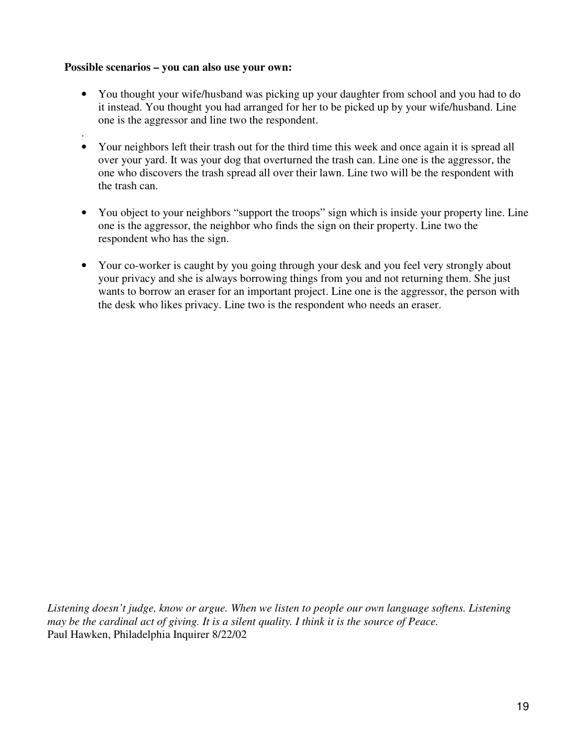**Possible scenarios – you can also use your own:**

- You thought your wife/husband was picking up your daughter from school and you had to do it instead. You thought you had arranged for her to be picked up by your wife/husband. Line one is the aggressor and line two the respondent.

.

- Your neighbors left their trash out for the third time this week and once again it is spread all over your yard. It was your dog that overturned the trash can. Line one is the aggressor, the one who discovers the trash spread all over their lawn. Line two will be the respondent with the trash can.
- You object to your neighbors "support the troops" sign which is inside your property line. Line one is the aggressor, the neighbor who finds the sign on their property. Line two the respondent who has the sign.
- Your co-worker is caught by you going through your desk and you feel very strongly about your privacy and she is always borrowing things from you and not returning them. She just wants to borrow an eraser for an important project. Line one is the aggressor, the person with the desk who likes privacy. Line two is the respondent who needs an eraser.

*Listening doesn't judge, know or argue. When we listen to people our own language softens. Listening may be the cardinal act of giving. It is a silent quality. I think it is the source of Peace.*
Paul Hawken, Philadelphia Inquirer 8/22/02